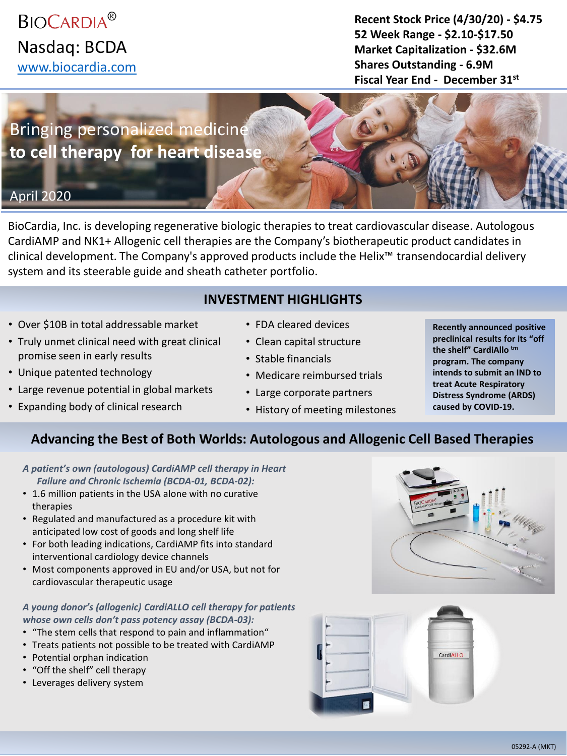# BIOCARDIA®

Nasdaq: BCDA

www.biocardia.com

**Recent Stock Price (4/30/20) - $4.75**
**52 Week Range - $2.10-$17.50**
**Market Capitalization - $32.6M**
**Shares Outstanding - 6.9M**
**Fiscal Year End - December 31st**

## Bringing personalized medicine to cell therapy for heart disease

April 2020

BioCardia, Inc. is developing regenerative biologic therapies to treat cardiovascular disease. Autologous CardiAMP and NK1+ Allogenic cell therapies are the Company's biotherapeutic product candidates in clinical development. The Company's approved products include the Helix™ transendocardial delivery system and its steerable guide and sheath catheter portfolio.

## INVESTMENT HIGHLIGHTS

- Over $10B in total addressable market
- Truly unmet clinical need with great clinical promise seen in early results
- Unique patented technology
- Large revenue potential in global markets
- Expanding body of clinical research
- FDA cleared devices
- Clean capital structure
- Stable financials
- Medicare reimbursed trials
- Large corporate partners
- History of meeting milestones

**Recently announced positive preclinical results for its "off the shelf" CardiAllo™ program. The company intends to submit an IND to treat Acute Respiratory Distress Syndrome (ARDS) caused by COVID-19.**

## Advancing the Best of Both Worlds: Autologous and Allogenic Cell Based Therapies

***A patient's own (autologous) CardiAMP cell therapy in Heart Failure and Chronic Ischemia (BCDA-01, BCDA-02):***

- 1.6 million patients in the USA alone with no curative therapies
- Regulated and manufactured as a procedure kit with anticipated low cost of goods and long shelf life
- For both leading indications, CardiAMP fits into standard interventional cardiology device channels
- Most components approved in EU and/or USA, but not for cardiovascular therapeutic usage

***A young donor's (allogenic) CardiALLO cell therapy for patients whose own cells don't pass potency assay (BCDA-03):***

- "The stem cells that respond to pain and inflammation"
- Treats patients not possible to be treated with CardiAMP
- Potential orphan indication
- "Off the shelf" cell therapy
- Leverages delivery system

05292-A (MKT)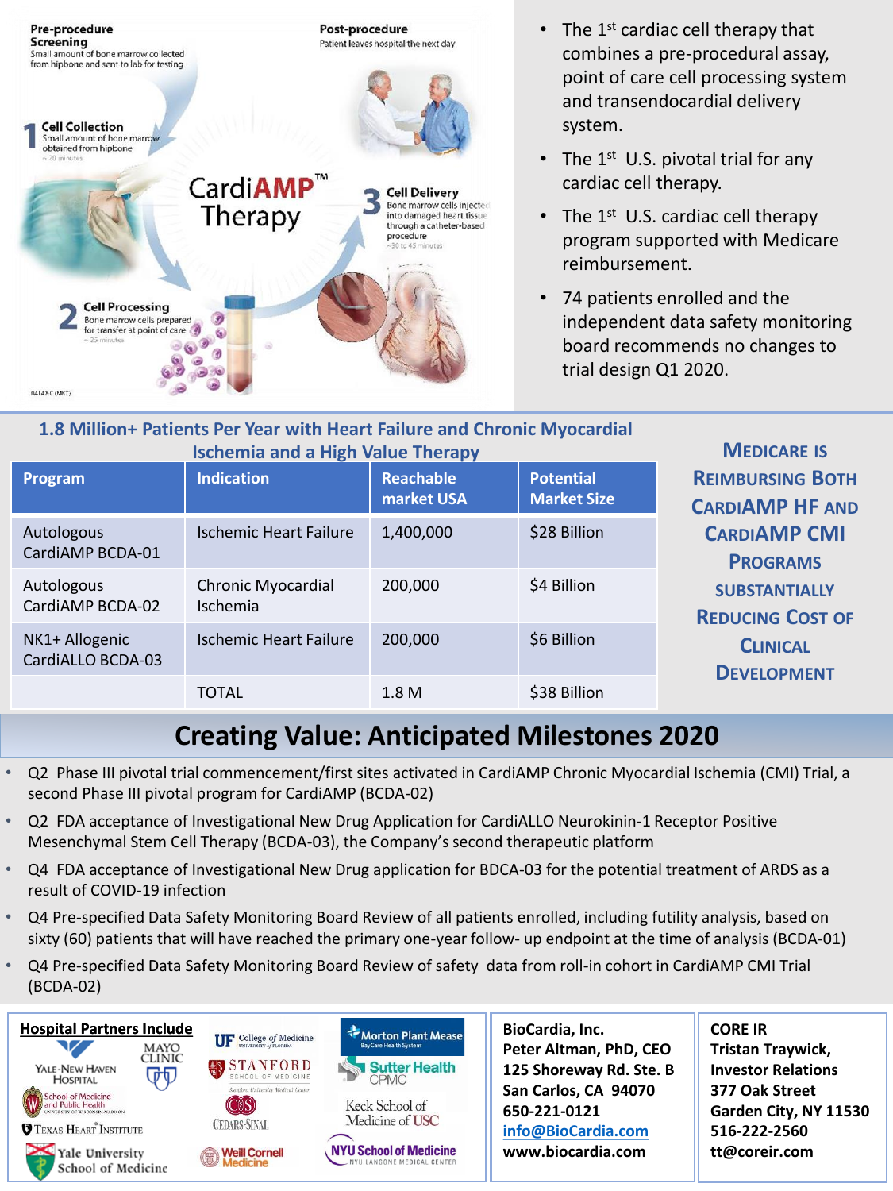Pre-procedure Screening
Small amount of bone marrow collected from hipbone and sent to lab for testing

1 Cell Collection
Small amount of bone marrow obtained from hipbone
~20 minutes

2 Cell Processing
Bone marrow cells prepared for transfer at point of care
~25 minutes

CardiAMP™ Therapy

3 Cell Delivery
Bone marrow cells injected into damaged heart tissue through a catheter-based procedure
~30 to 45 minutes

Post-procedure
Patient leaves hospital the next day

04142-C (MKT)

- The 1st cardiac cell therapy that combines a pre-procedural assay, point of care cell processing system and transendocardial delivery system.
- The 1st U.S. pivotal trial for any cardiac cell therapy.
- The 1st U.S. cardiac cell therapy program supported with Medicare reimbursement.
- 74 patients enrolled and the independent data safety monitoring board recommends no changes to trial design Q1 2020.

## 1.8 Million+ Patients Per Year with Heart Failure and Chronic Myocardial Ischemia and a High Value Therapy

| Program | Indication | Reachable market USA | Potential Market Size |
|---|---|---|---|
| Autologous CardiAMP BCDA-01 | Ischemic Heart Failure | 1,400,000 | $28 Billion |
| Autologous CardiAMP BCDA-02 | Chronic Myocardial Ischemia | 200,000 | $4 Billion |
| NK1+ Allogenic CardiALLO BCDA-03 | Ischemic Heart Failure | 200,000 | $6 Billion |
| | TOTAL | 1.8 M | $38 Billion |

**Medicare is Reimbursing Both CardiAMP HF and CardiAMP CMI Programs Substantially Reducing Cost of Clinical Development**

## Creating Value: Anticipated Milestones 2020

- Q2 Phase III pivotal trial commencement/first sites activated in CardiAMP Chronic Myocardial Ischemia (CMI) Trial, a second Phase III pivotal program for CardiAMP (BCDA-02)
- Q2 FDA acceptance of Investigational New Drug Application for CardiALLO Neurokinin-1 Receptor Positive Mesenchymal Stem Cell Therapy (BCDA-03), the Company's second therapeutic platform
- Q4 FDA acceptance of Investigational New Drug application for BCDA-03 for the potential treatment of ARDS as a result of COVID-19 infection
- Q4 Pre-specified Data Safety Monitoring Board Review of all patients enrolled, including futility analysis, based on sixty (60) patients that will have reached the primary one-year follow- up endpoint at the time of analysis (BCDA-01)
- Q4 Pre-specified Data Safety Monitoring Board Review of safety data from roll-in cohort in CardiAMP CMI Trial (BCDA-02)

**Hospital Partners Include**

Yale-New Haven Hospital
Mayo Clinic
UF College of Medicine, University of Florida
Morton Plant Mease, BayCare Health System
University of Wisconsin School of Medicine and Public Health
Stanford School of Medicine, Stanford University Medical Center
Sutter Health CPMC
Cedars-Sinai
Keck School of Medicine of USC
Texas Heart Institute
Yale University School of Medicine
Weill Cornell Medicine
NYU School of Medicine, NYU Langone Medical Center

**BioCardia, Inc.**
**Peter Altman, PhD, CEO**
**125 Shoreway Rd. Ste. B**
**San Carlos, CA 94070**
**650-221-0121**
**info@BioCardia.com**
**www.biocardia.com**

**CORE IR**
**Tristan Traywick, Investor Relations**
**377 Oak Street**
**Garden City, NY 11530**
**516-222-2560**
**tt@coreir.com**